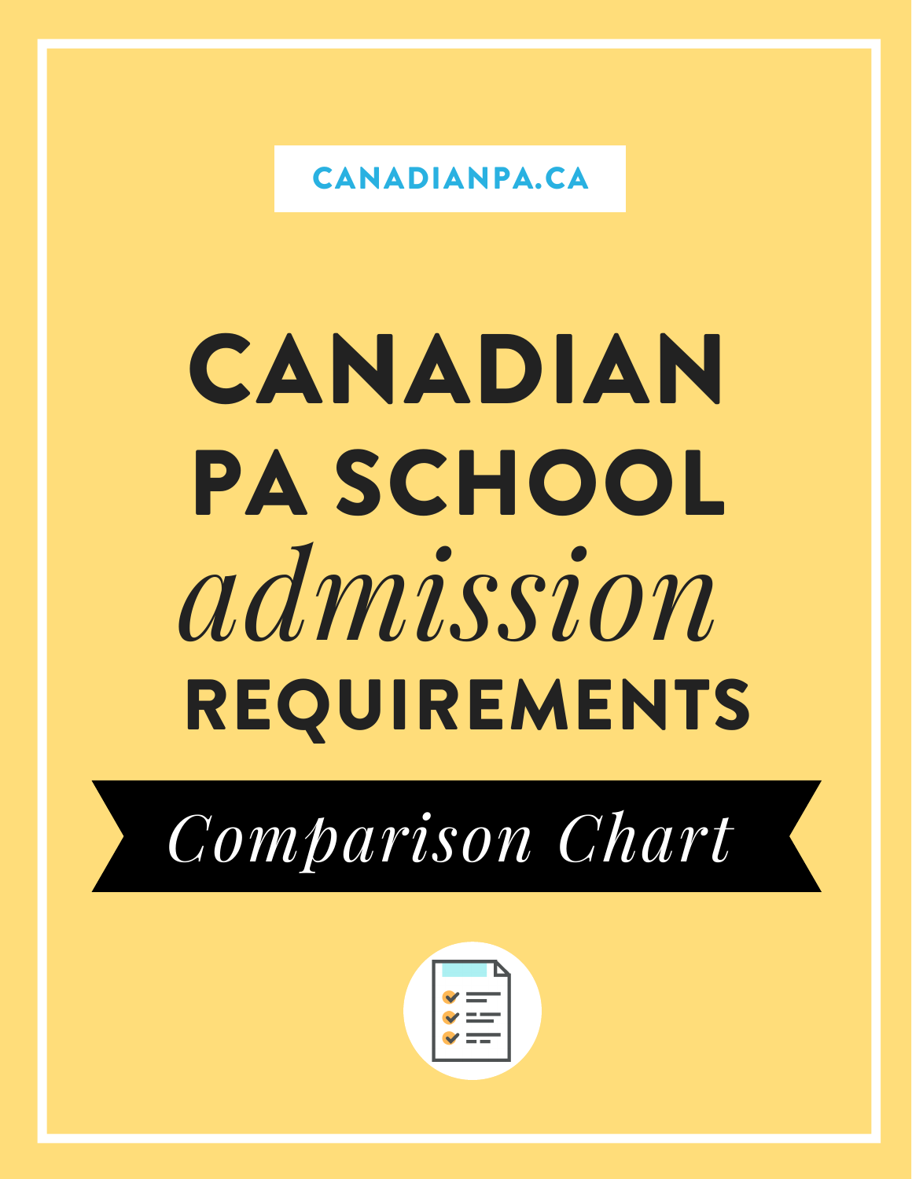CANADIANPA.CA

# CANADIAN PA SCHOOL *admission* REQUIREMENTS

## *Comparison Chart*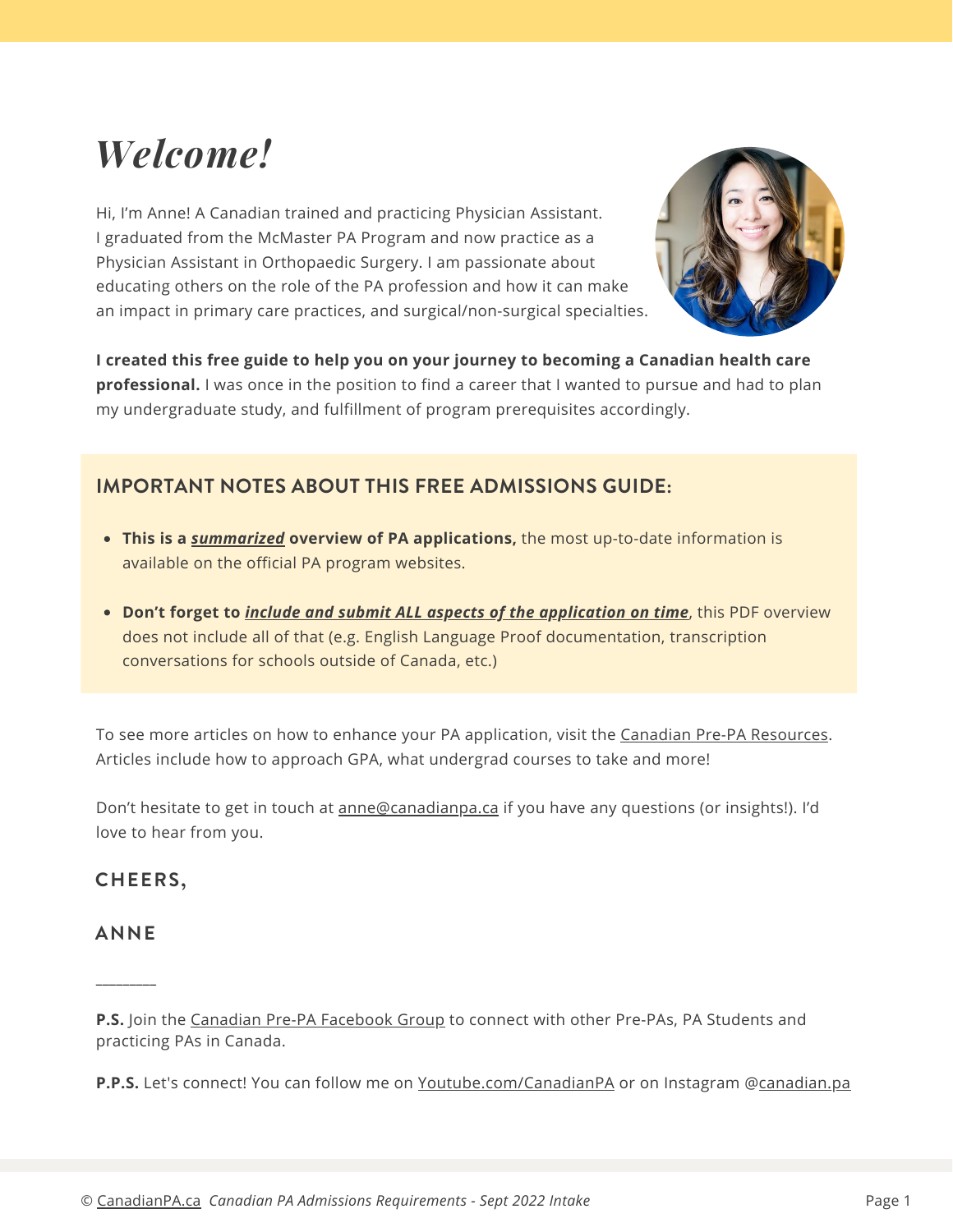# *Welcome!*

Hi, I'm Anne! A Canadian trained and practicing Physician Assistant. I graduated from the McMaster PA Program and now practice as a Physician Assistant in Orthopaedic Surgery. I am passionate about educating others on the role of the PA profession and how it can make an impact in primary care practices, and surgical/non-surgical specialties.

**I created this free guide to help you on your journey to becoming a Canadian health care professional.** I was once in the position to find a career that I wanted to pursue and had to plan my undergraduate study, and fulfillment of program prerequisites accordingly.

## IMPORTANT NOTES ABOUT THIS FREE ADMISSIONS GUIDE:

- **This is a *summarized* overview of PA applications,** the most up-to-date information is available on the official PA program websites.
- **Don't forget to *include and submit ALL aspects of the application on time***, this PDF overview does not include all of that (e.g. English Language Proof documentation, transcription conversations for schools outside of Canada, etc.)

To see more articles on how to enhance your PA application, visit the Canadian Pre-PA Resources. Articles include how to approach GPA, what undergrad courses to take and more!

Don't hesitate to get in touch at anne@canadianpa.ca if you have any questions (or insights!). I'd love to hear from you.

**CHEERS,**

**ANNE**

________

**P.S.** Join the Canadian Pre-PA Facebook Group to connect with other Pre-PAs, PA Students and practicing PAs in Canada.

**P.P.S.** Let's connect! You can follow me on Youtube.com/CanadianPA or on Instagram @canadian.pa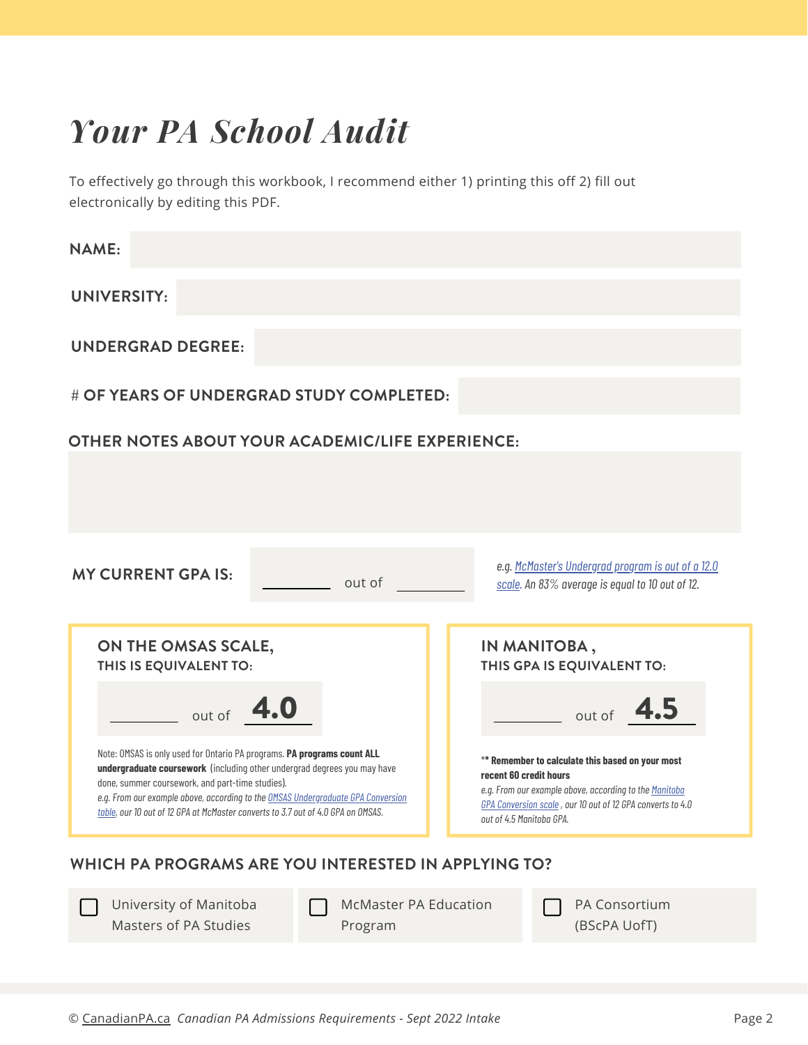# *Your PA School Audit*

To effectively go through this workbook, I recommend either 1) printing this off 2) fill out electronically by editing this PDF.

**NAME:**

**UNIVERSITY:**

**UNDERGRAD DEGREE:**

**# OF YEARS OF UNDERGRAD STUDY COMPLETED:**

**OTHER NOTES ABOUT YOUR ACADEMIC/LIFE EXPERIENCE:**

**MY CURRENT GPA IS:** ________ out of ________

*e.g. McMaster's Undergrad program is out of a 12.0 scale. An 83% average is equal to 10 out of 12.*

**ON THE OMSAS SCALE,**
**THIS IS EQUIVALENT TO:**

________ out of **4.0**

Note: OMSAS is only used for Ontario PA programs. **PA programs count ALL undergraduate coursework** (including other undergrad degrees you may have done, summer coursework, and part-time studies).
*e.g. From our example above, according to the OMSAS Undergraduate GPA Conversion table, our 10 out of 12 GPA at McMaster converts to 3.7 out of 4.0 GPA on OMSAS.*

**IN MANITOBA ,**
**THIS GPA IS EQUIVALENT TO:**

________ out of **4.5**

**** Remember to calculate this based on your most recent 60 credit hours**
*e.g. From our example above, according to the Manitoba GPA Conversion scale , our 10 out of 12 GPA converts to 4.0 out of 4.5 Manitoba GPA.*

**WHICH PA PROGRAMS ARE YOU INTERESTED IN APPLYING TO?**

- [ ] University of Manitoba Masters of PA Studies
- [ ] McMaster PA Education Program
- [ ] PA Consortium (BScPA UofT)

© CanadianPA.ca *Canadian PA Admissions Requirements - Sept 2022 Intake*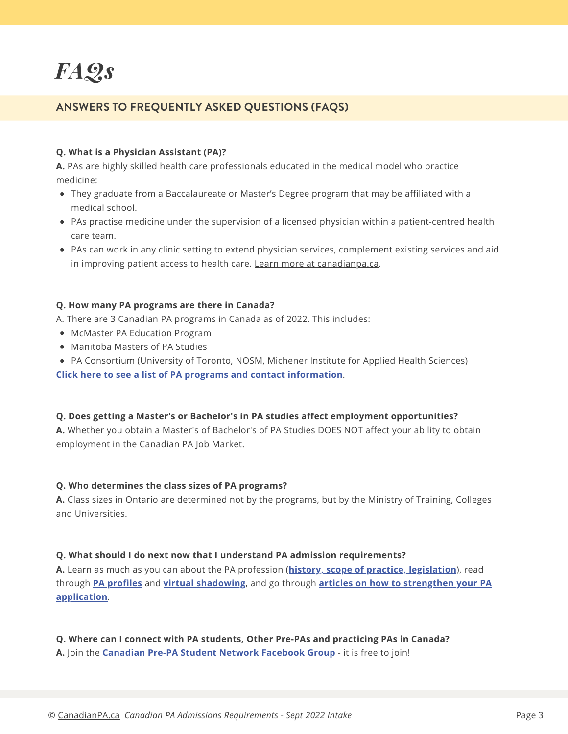# *FAQs*

## ANSWERS TO FREQUENTLY ASKED QUESTIONS (FAQS)

**Q. What is a Physician Assistant (PA)?**

**A.** PAs are highly skilled health care professionals educated in the medical model who practice medicine:

- They graduate from a Baccalaureate or Master's Degree program that may be affiliated with a medical school.
- PAs practise medicine under the supervision of a licensed physician within a patient-centred health care team.
- PAs can work in any clinic setting to extend physician services, complement existing services and aid in improving patient access to health care. Learn more at canadianpa.ca.

**Q. How many PA programs are there in Canada?**

A. There are 3 Canadian PA programs in Canada as of 2022. This includes:

- McMaster PA Education Program
- Manitoba Masters of PA Studies
- PA Consortium (University of Toronto, NOSM, Michener Institute for Applied Health Sciences)

**Click here to see a list of PA programs and contact information**.

**Q. Does getting a Master's or Bachelor's in PA studies affect employment opportunities?**

**A.** Whether you obtain a Master's of Bachelor's of PA Studies DOES NOT affect your ability to obtain employment in the Canadian PA Job Market.

**Q. Who determines the class sizes of PA programs?**

**A.** Class sizes in Ontario are determined not by the programs, but by the Ministry of Training, Colleges and Universities.

**Q. What should I do next now that I understand PA admission requirements?**

**A.** Learn as much as you can about the PA profession (**history, scope of practice, legislation**), read through **PA profiles** and **virtual shadowing**, and go through **articles on how to strengthen your PA application**.

**Q. Where can I connect with PA students, Other Pre-PAs and practicing PAs in Canada?**

**A.** Join the **Canadian Pre-PA Student Network Facebook Group** - it is free to join!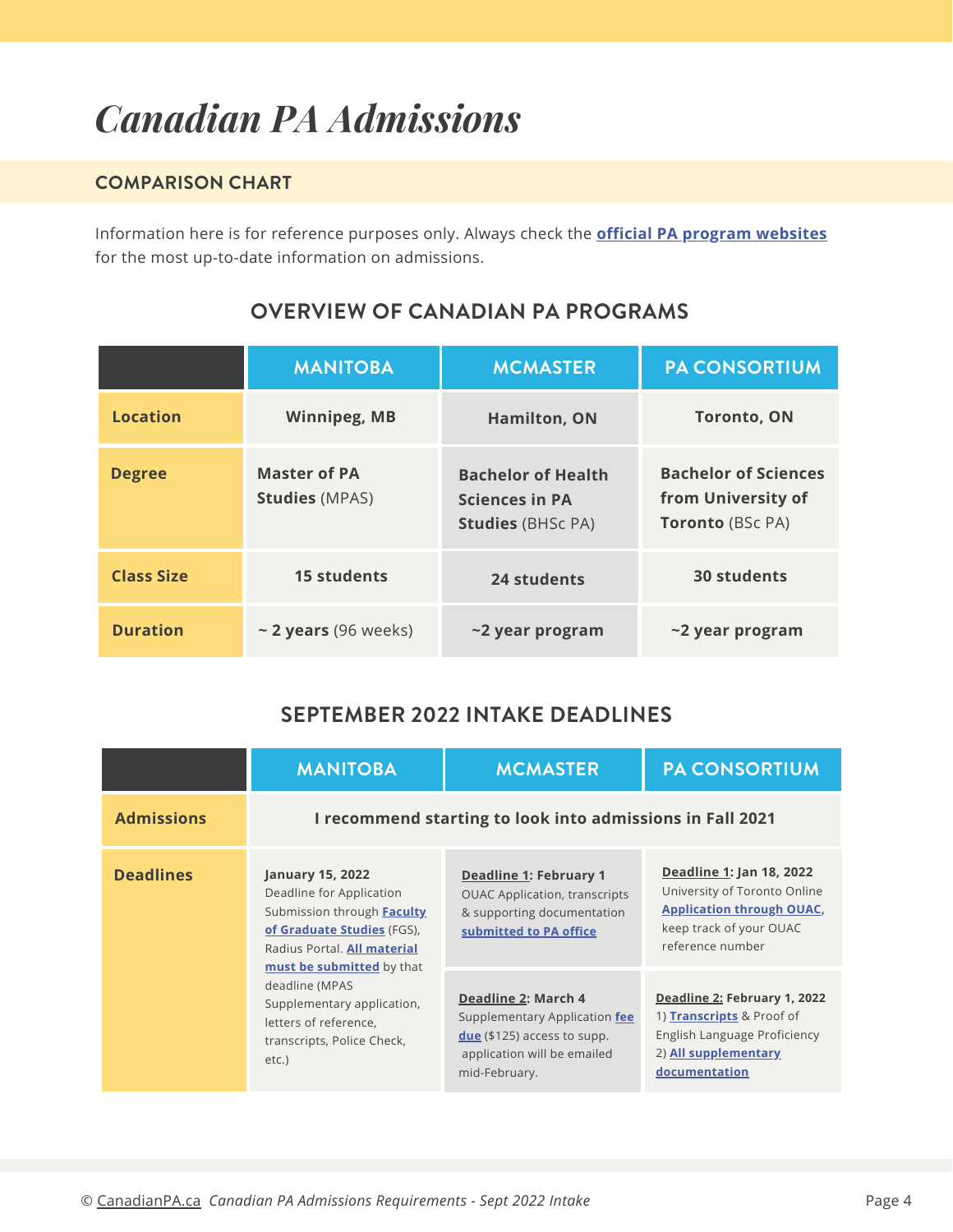# Canadian PA Admissions

## COMPARISON CHART

Information here is for reference purposes only. Always check the **official PA program websites** for the most up-to-date information on admissions.

### OVERVIEW OF CANADIAN PA PROGRAMS

| | MANITOBA | MCMASTER | PA CONSORTIUM |
|---|---|---|---|
| **Location** | **Winnipeg, MB** | **Hamilton, ON** | **Toronto, ON** |
| **Degree** | **Master of PA Studies** (MPAS) | **Bachelor of Health Sciences in PA Studies** (BHSc PA) | **Bachelor of Sciences from University of Toronto** (BSc PA) |
| **Class Size** | **15 students** | **24 students** | **30 students** |
| **Duration** | ~ **2 years** (96 weeks) | **~2 year program** | **~2 year program** |

### SEPTEMBER 2022 INTAKE DEADLINES

| | MANITOBA | MCMASTER | PA CONSORTIUM |
|---|---|---|---|
| **Admissions** | **I recommend starting to look into admissions in Fall 2021** | | |
| **Deadlines** | **January 15, 2022** Deadline for Application Submission through **Faculty of Graduate Studies** (FGS), Radius Portal. **All material must be submitted** by that deadline (MPAS Supplementary application, letters of reference, transcripts, Police Check, etc.) | **Deadline 1: February 1** OUAC Application, transcripts & supporting documentation **submitted to PA office** | **Deadline 1: Jan 18, 2022** University of Toronto Online **Application through OUAC**, keep track of your OUAC reference number |
| | | **Deadline 2: March 4** Supplementary Application **fee due** ($125) access to supp. application will be emailed mid-February. | **Deadline 2: February 1, 2022** 1) **Transcripts** & Proof of English Language Proficiency 2) **All supplementary documentation** |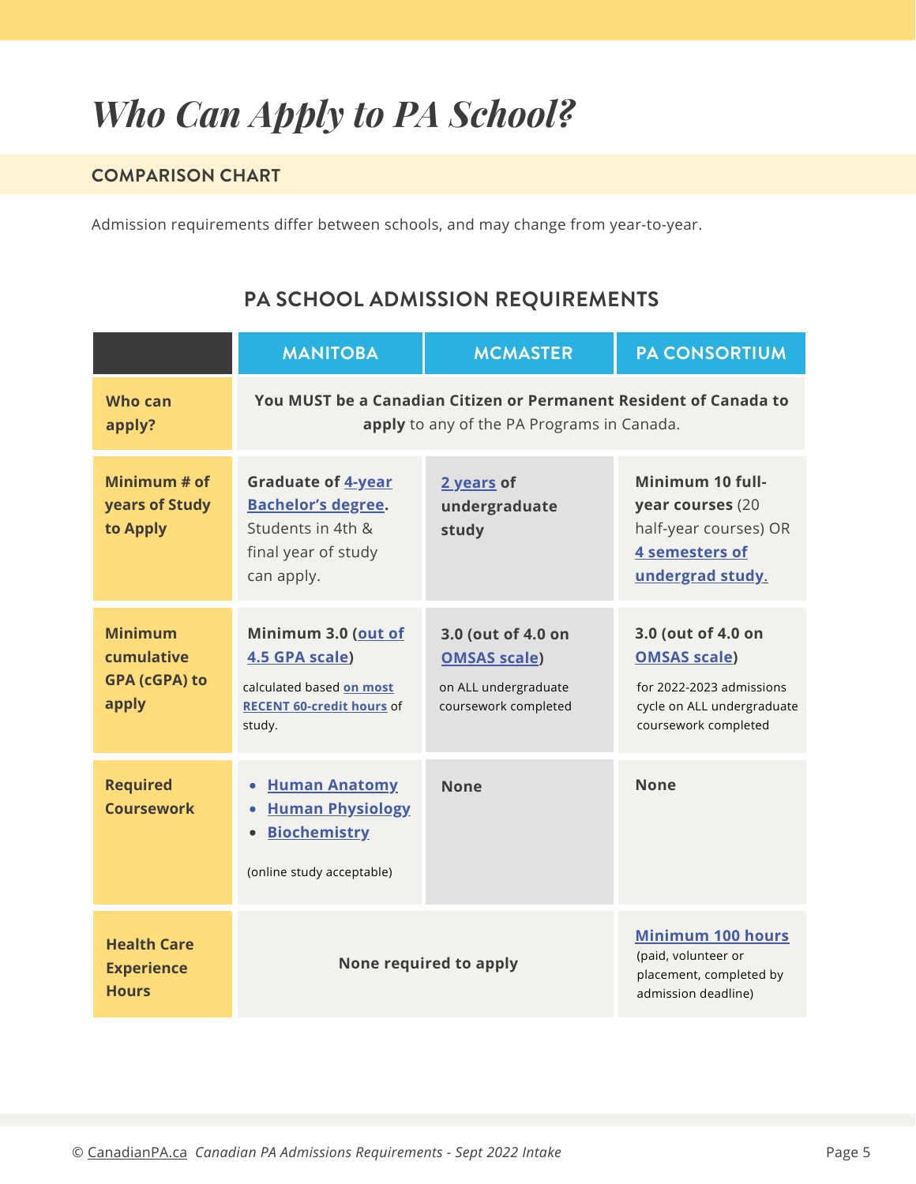# *Who Can Apply to PA School?*

## COMPARISON CHART

Admission requirements differ between schools, and may change from year-to-year.

### PA SCHOOL ADMISSION REQUIREMENTS

| | MANITOBA | MCMASTER | PA CONSORTIUM |
|---|---|---|---|
| **Who can apply?** | **You MUST be a Canadian Citizen or Permanent Resident of Canada to apply** to any of the PA Programs in Canada. | | |
| **Minimum # of years of Study to Apply** | **Graduate of 4-year Bachelor's degree.** Students in 4th & final year of study can apply. | **2 years of undergraduate study** | **Minimum 10 full-year courses** (20 half-year courses) OR **4 semesters of undergrad study.** |
| **Minimum cumulative GPA (cGPA) to apply** | **Minimum 3.0 (out of 4.5 GPA scale)** calculated based **on most RECENT 60-credit hours** of study. | **3.0 (out of 4.0 on OMSAS scale)** on ALL undergraduate coursework completed | **3.0 (out of 4.0 on OMSAS scale)** for 2022-2023 admissions cycle on ALL undergraduate coursework completed |
| **Required Coursework** | • **Human Anatomy**<br>• **Human Physiology**<br>• **Biochemistry**<br>(online study acceptable) | **None** | **None** |
| **Health Care Experience Hours** | **None required to apply** | | **Minimum 100 hours** (paid, volunteer or placement, completed by admission deadline) |

© CanadianPA.ca *Canadian PA Admissions Requirements - Sept 2022 Intake*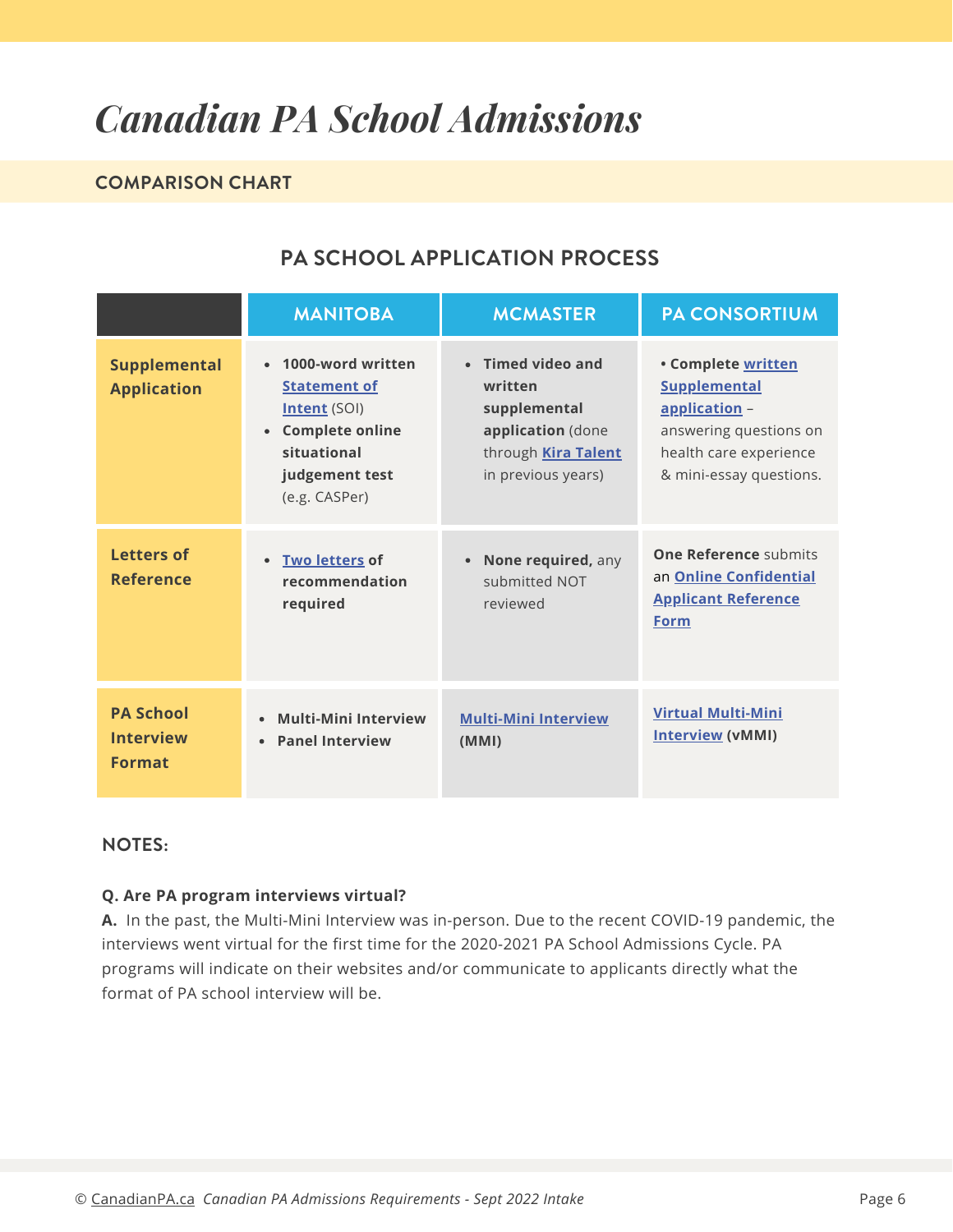# *Canadian PA School Admissions*

## COMPARISON CHART

### PA SCHOOL APPLICATION PROCESS

| | MANITOBA | MCMASTER | PA CONSORTIUM |
|---|---|---|---|
| **Supplemental Application** | • **1000-word written Statement of Intent** (SOI)<br>• **Complete online situational judgement test** (e.g. CASPer) | • **Timed video and written supplemental application** (done through **Kira Talent** in previous years) | • **Complete written Supplemental application** – answering questions on health care experience & mini-essay questions. |
| **Letters of Reference** | • **Two letters of recommendation required** | • **None required,** any submitted NOT reviewed | **One Reference** submits an **Online Confidential Applicant Reference Form** |
| **PA School Interview Format** | • **Multi-Mini Interview**<br>• **Panel Interview** | **Multi-Mini Interview (MMI)** | **Virtual Multi-Mini Interview (vMMI)** |

**NOTES:**

**Q. Are PA program interviews virtual?**

**A.** In the past, the Multi-Mini Interview was in-person. Due to the recent COVID-19 pandemic, the interviews went virtual for the first time for the 2020-2021 PA School Admissions Cycle. PA programs will indicate on their websites and/or communicate to applicants directly what the format of PA school interview will be.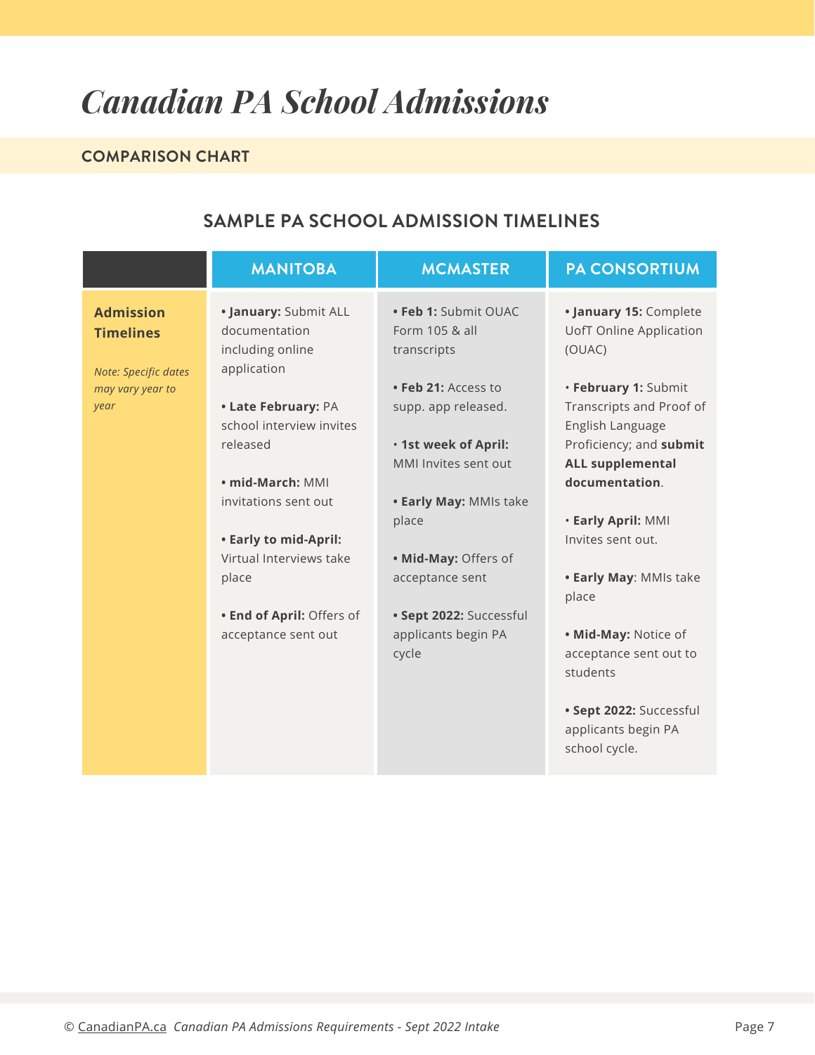# *Canadian PA School Admissions*

## COMPARISON CHART

### SAMPLE PA SCHOOL ADMISSION TIMELINES

| | MANITOBA | MCMASTER | PA CONSORTIUM |
|---|---|---|---|
| **Admission Timelines**<br><br>*Note: Specific dates may vary year to year* | • **January:** Submit ALL documentation including online application<br><br>• **Late February:** PA school interview invites released<br><br>• **mid-March:** MMI invitations sent out<br><br>• **Early to mid-April:** Virtual Interviews take place<br><br>• **End of April:** Offers of acceptance sent out | • **Feb 1:** Submit OUAC Form 105 & all transcripts<br><br>• **Feb 21:** Access to supp. app released.<br><br>• **1st week of April:** MMI Invites sent out<br><br>• **Early May:** MMIs take place<br><br>• **Mid-May:** Offers of acceptance sent<br><br>• **Sept 2022:** Successful applicants begin PA cycle | • **January 15:** Complete UofT Online Application (OUAC)<br><br>• **February 1:** Submit Transcripts and Proof of English Language Proficiency; and **submit ALL supplemental documentation**.<br><br>• **Early April:** MMI Invites sent out.<br><br>• **Early May**: MMIs take place<br><br>• **Mid-May:** Notice of acceptance sent out to students<br><br>• **Sept 2022:** Successful applicants begin PA school cycle. |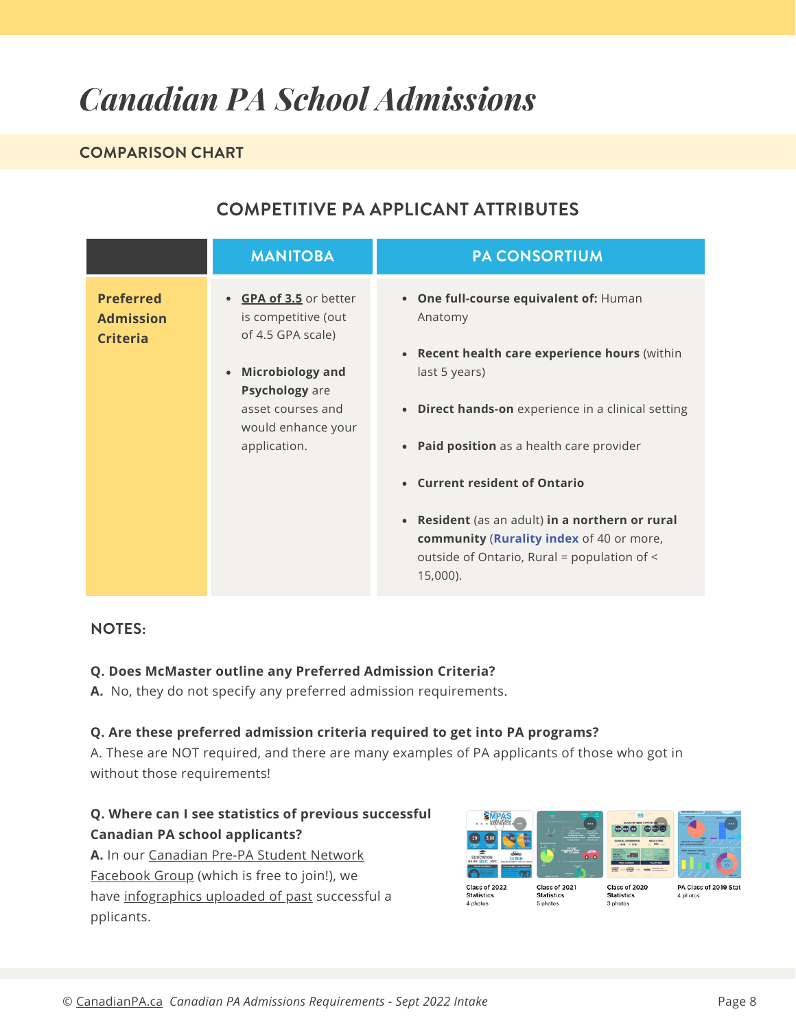# *Canadian PA School Admissions*

## COMPARISON CHART

### COMPETITIVE PA APPLICANT ATTRIBUTES

| | MANITOBA | PA CONSORTIUM |
|---|---|---|
| **Preferred Admission Criteria** | • **GPA of 3.5** or better is competitive (out of 4.5 GPA scale)<br><br>• **Microbiology and Psychology** are asset courses and would enhance your application. | • **One full-course equivalent of:** Human Anatomy<br><br>• **Recent health care experience hours** (within last 5 years)<br><br>• **Direct hands-on** experience in a clinical setting<br><br>• **Paid position** as a health care provider<br><br>• **Current resident of Ontario**<br><br>• **Resident** (as an adult) **in a northern or rural community** (**Rurality index** of 40 or more, outside of Ontario, Rural = population of < 15,000). |

**NOTES:**

**Q. Does McMaster outline any Preferred Admission Criteria?**
**A.** No, they do not specify any preferred admission requirements.

**Q. Are these preferred admission criteria required to get into PA programs?**
A. These are NOT required, and there are many examples of PA applicants of those who got in without those requirements!

**Q. Where can I see statistics of previous successful Canadian PA school applicants?**
**A.** In our Canadian Pre-PA Student Network Facebook Group (which is free to join!), we have infographics uploaded of past successful a pplicants.

Class of 2022 Statistics
4 photos

Class of 2021 Statistics
5 photos

Class of 2020 Statistics
3 photos

PA Class of 2019 Stat
4 photos

© CanadianPA.ca *Canadian PA Admissions Requirements - Sept 2022 Intake*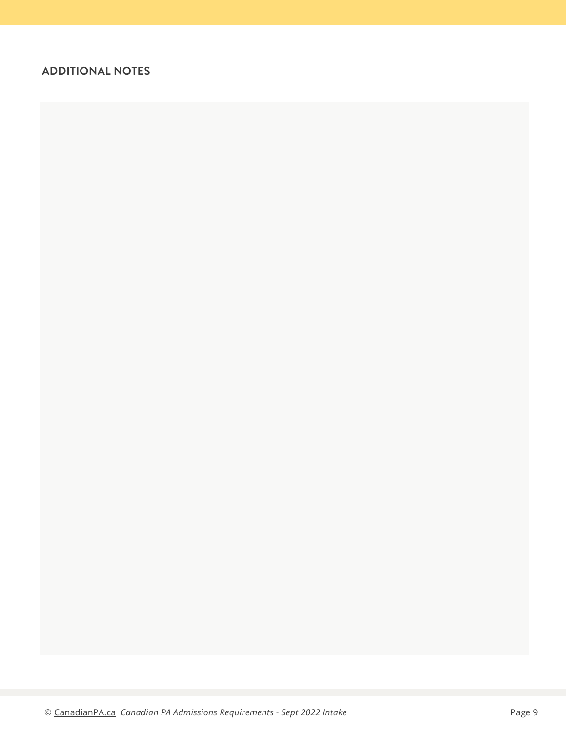## ADDITIONAL NOTES